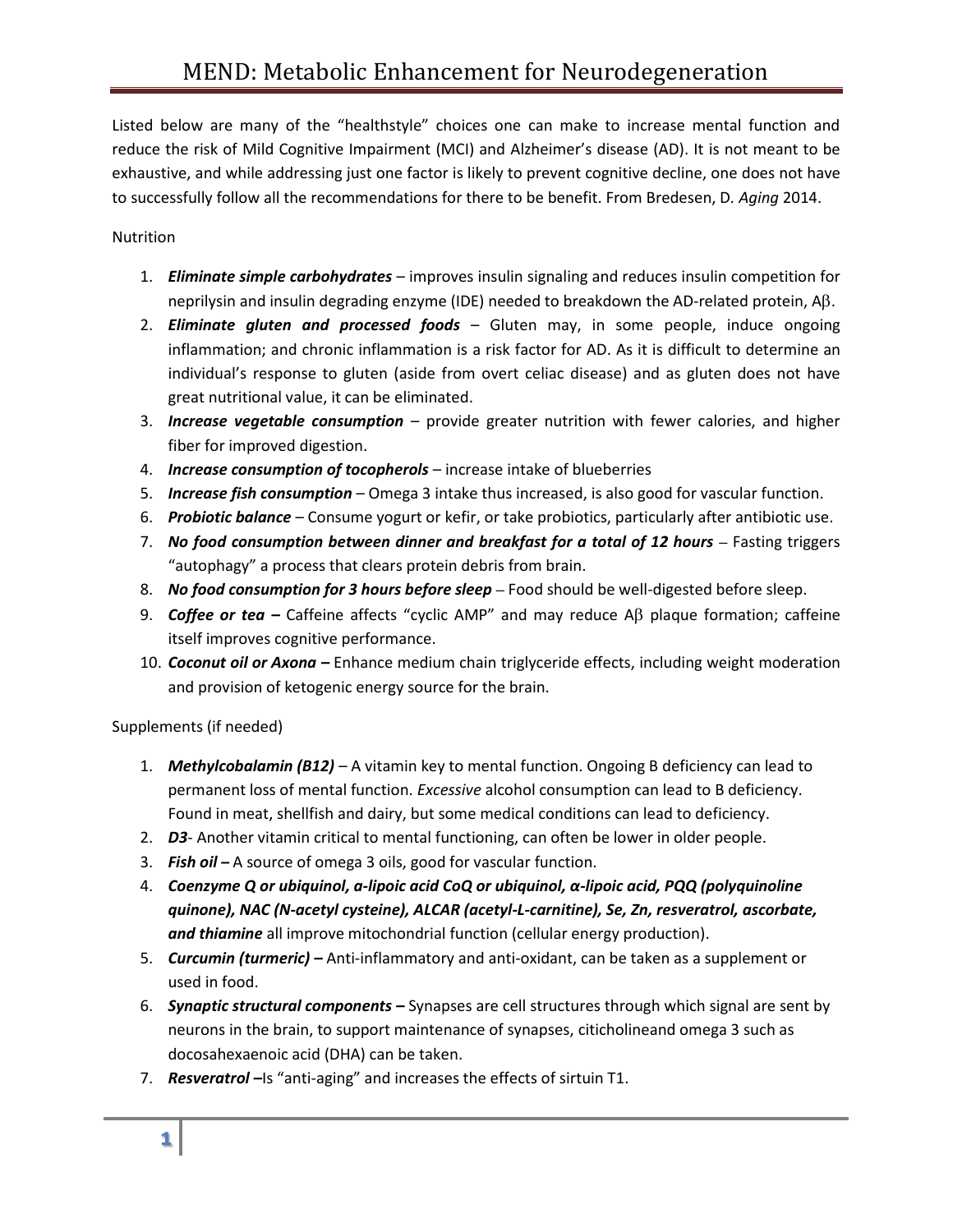# MEND: Metabolic Enhancement for Neurodegeneration

Listed below are many of the "healthstyle" choices one can make to increase mental function and reduce the risk of Mild Cognitive Impairment (MCI) and Alzheimer's disease (AD). It is not meant to be exhaustive, and while addressing just one factor is likely to prevent cognitive decline, one does not have to successfully follow all the recommendations for there to be benefit. From Bredesen, D. *Aging* 2014.

Nutrition

1. ***Eliminate simple carbohydrates*** – improves insulin signaling and reduces insulin competition for neprilysin and insulin degrading enzyme (IDE) needed to breakdown the AD-related protein, Aβ.
2. ***Eliminate gluten and processed foods*** – Gluten may, in some people, induce ongoing inflammation; and chronic inflammation is a risk factor for AD. As it is difficult to determine an individual's response to gluten (aside from overt celiac disease) and as gluten does not have great nutritional value, it can be eliminated.
3. ***Increase vegetable consumption*** – provide greater nutrition with fewer calories, and higher fiber for improved digestion.
4. ***Increase consumption of tocopherols*** – increase intake of blueberries
5. ***Increase fish consumption*** – Omega 3 intake thus increased, is also good for vascular function.
6. ***Probiotic balance*** – Consume yogurt or kefir, or take probiotics, particularly after antibiotic use.
7. ***No food consumption between dinner and breakfast for a total of 12 hours*** – Fasting triggers "autophagy" a process that clears protein debris from brain.
8. ***No food consumption for 3 hours before sleep*** – Food should be well-digested before sleep.
9. ***Coffee or tea –*** Caffeine affects "cyclic AMP" and may reduce Aβ plaque formation; caffeine itself improves cognitive performance.
10. ***Coconut oil or Axona –*** Enhance medium chain triglyceride effects, including weight moderation and provision of ketogenic energy source for the brain.

Supplements (if needed)

1. ***Methylcobalamin (B12)*** – A vitamin key to mental function. Ongoing B deficiency can lead to permanent loss of mental function. *Excessive* alcohol consumption can lead to B deficiency. Found in meat, shellfish and dairy, but some medical conditions can lead to deficiency.
2. ***D3***- Another vitamin critical to mental functioning, can often be lower in older people.
3. ***Fish oil –*** A source of omega 3 oils, good for vascular function.
4. ***Coenzyme Q or ubiquinol, a-lipoic acid CoQ or ubiquinol, α-lipoic acid, PQQ (polyquinoline quinone), NAC (N-acetyl cysteine), ALCAR (acetyl-L-carnitine), Se, Zn, resveratrol, ascorbate, and thiamine*** all improve mitochondrial function (cellular energy production).
5. ***Curcumin (turmeric) –*** Anti-inflammatory and anti-oxidant, can be taken as a supplement or used in food.
6. ***Synaptic structural components –*** Synapses are cell structures through which signal are sent by neurons in the brain, to support maintenance of synapses, citicholineand omega 3 such as docosahexaenoic acid (DHA) can be taken.
7. ***Resveratrol –***Is "anti-aging" and increases the effects of sirtuin T1.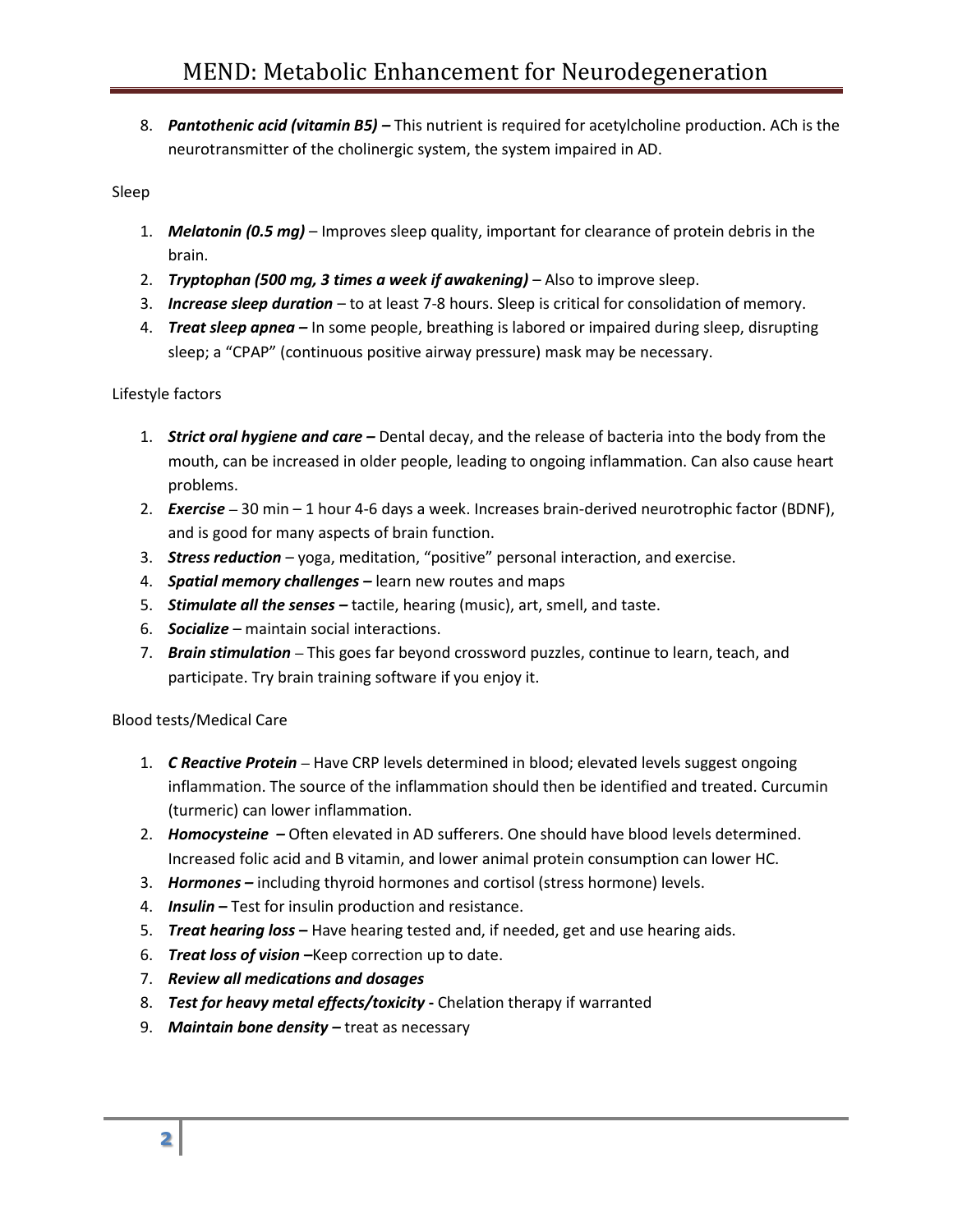8. ***Pantothenic acid (vitamin B5) –*** This nutrient is required for acetylcholine production. ACh is the neurotransmitter of the cholinergic system, the system impaired in AD.

Sleep

1. ***Melatonin (0.5 mg)*** – Improves sleep quality, important for clearance of protein debris in the brain.
2. ***Tryptophan (500 mg, 3 times a week if awakening)*** – Also to improve sleep.
3. ***Increase sleep duration*** – to at least 7-8 hours. Sleep is critical for consolidation of memory.
4. ***Treat sleep apnea –*** In some people, breathing is labored or impaired during sleep, disrupting sleep; a "CPAP" (continuous positive airway pressure) mask may be necessary.

Lifestyle factors

1. ***Strict oral hygiene and care –*** Dental decay, and the release of bacteria into the body from the mouth, can be increased in older people, leading to ongoing inflammation. Can also cause heart problems.
2. ***Exercise*** – 30 min – 1 hour 4-6 days a week. Increases brain-derived neurotrophic factor (BDNF), and is good for many aspects of brain function.
3. ***Stress reduction*** – yoga, meditation, "positive" personal interaction, and exercise.
4. ***Spatial memory challenges –*** learn new routes and maps
5. ***Stimulate all the senses –*** tactile, hearing (music), art, smell, and taste.
6. ***Socialize*** – maintain social interactions.
7. ***Brain stimulation*** – This goes far beyond crossword puzzles, continue to learn, teach, and participate. Try brain training software if you enjoy it.

Blood tests/Medical Care

1. ***C Reactive Protein*** – Have CRP levels determined in blood; elevated levels suggest ongoing inflammation. The source of the inflammation should then be identified and treated. Curcumin (turmeric) can lower inflammation.
2. ***Homocysteine –*** Often elevated in AD sufferers. One should have blood levels determined. Increased folic acid and B vitamin, and lower animal protein consumption can lower HC.
3. ***Hormones –*** including thyroid hormones and cortisol (stress hormone) levels.
4. ***Insulin –*** Test for insulin production and resistance.
5. ***Treat hearing loss –*** Have hearing tested and, if needed, get and use hearing aids.
6. ***Treat loss of vision –***Keep correction up to date.
7. ***Review all medications and dosages***
8. ***Test for heavy metal effects/toxicity -*** Chelation therapy if warranted
9. ***Maintain bone density –*** treat as necessary